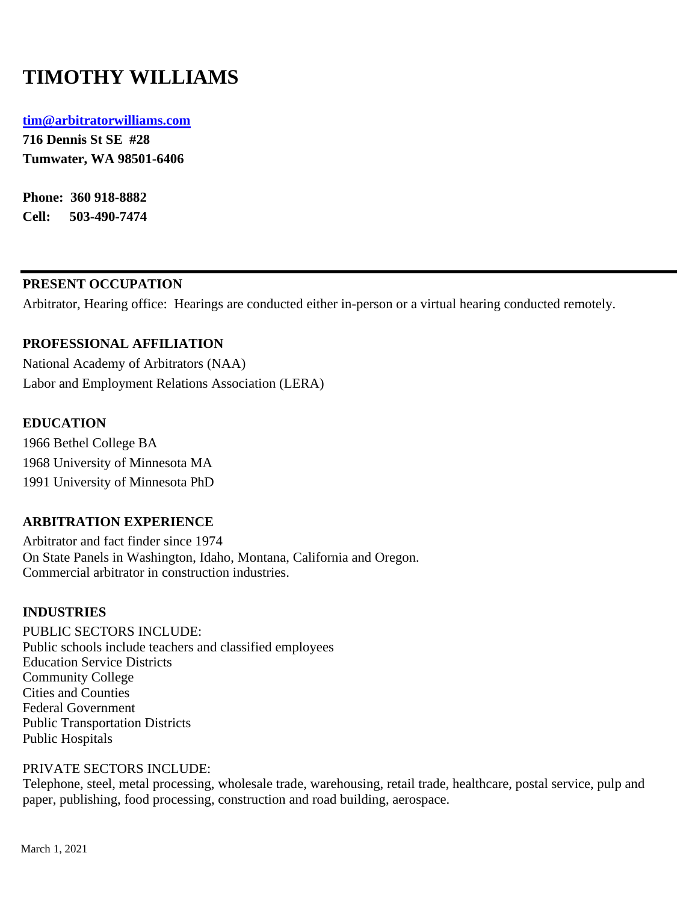# TIMOTHY WILLIAMS

**tim@arbitratorwilliams.com**
**716 Dennis St SE #28**
**Tumwater, WA 98501-6406**

**Phone: 360 918-8882**
**Cell: 503-490-7474**

---

## PRESENT OCCUPATION

Arbitrator, Hearing office: Hearings are conducted either in-person or a virtual hearing conducted remotely.

## PROFESSIONAL AFFILIATION

National Academy of Arbitrators (NAA)
Labor and Employment Relations Association (LERA)

## EDUCATION

1966 Bethel College BA
1968 University of Minnesota MA
1991 University of Minnesota PhD

## ARBITRATION EXPERIENCE

Arbitrator and fact finder since 1974
On State Panels in Washington, Idaho, Montana, California and Oregon.
Commercial arbitrator in construction industries.

## INDUSTRIES

PUBLIC SECTORS INCLUDE:
Public schools include teachers and classified employees
Education Service Districts
Community College
Cities and Counties
Federal Government
Public Transportation Districts
Public Hospitals

PRIVATE SECTORS INCLUDE:
Telephone, steel, metal processing, wholesale trade, warehousing, retail trade, healthcare, postal service, pulp and paper, publishing, food processing, construction and road building, aerospace.

March 1, 2021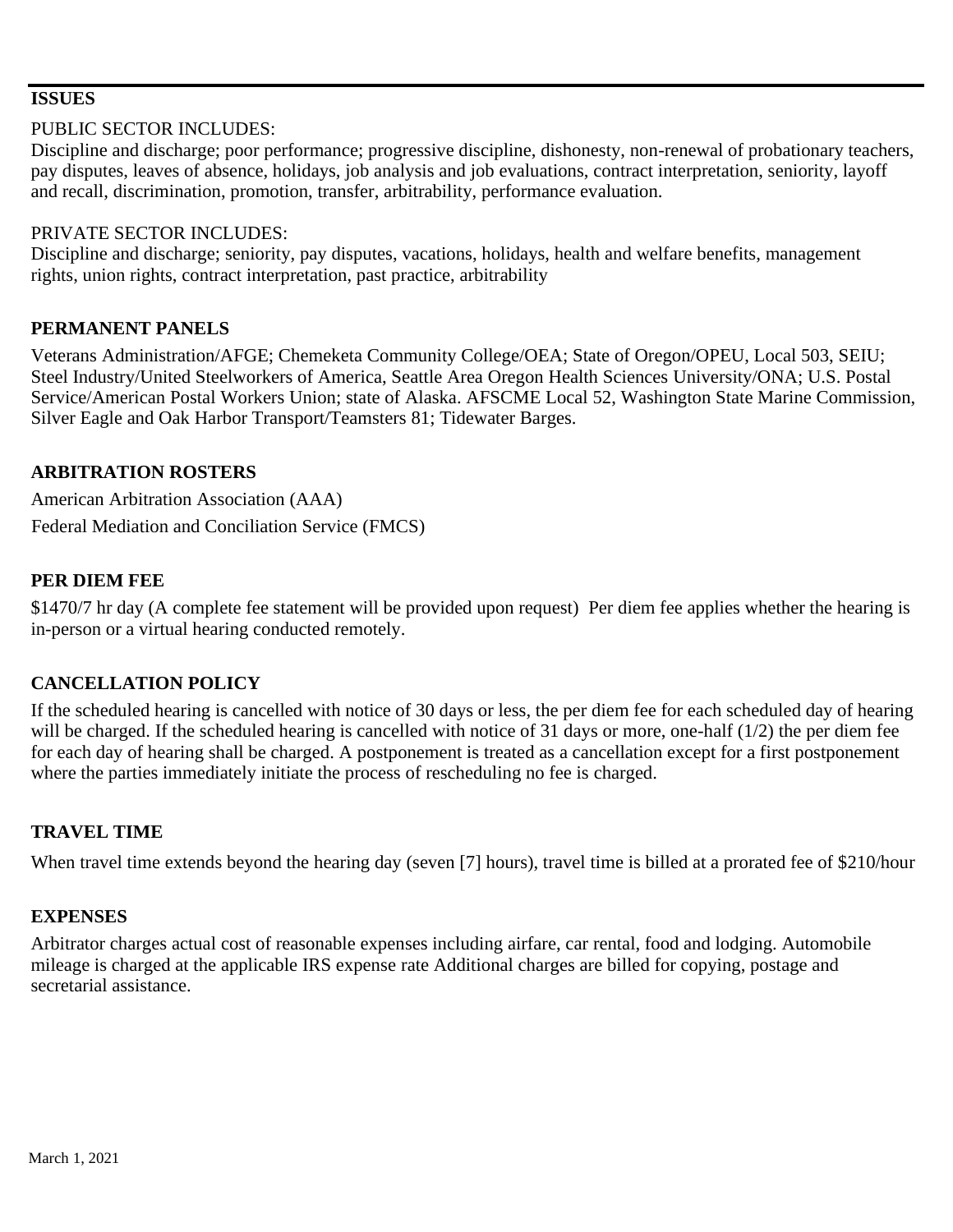## ISSUES

PUBLIC SECTOR INCLUDES:

Discipline and discharge; poor performance; progressive discipline, dishonesty, non-renewal of probationary teachers, pay disputes, leaves of absence, holidays, job analysis and job evaluations, contract interpretation, seniority, layoff and recall, discrimination, promotion, transfer, arbitrability, performance evaluation.

PRIVATE SECTOR INCLUDES:

Discipline and discharge; seniority, pay disputes, vacations, holidays, health and welfare benefits, management rights, union rights, contract interpretation, past practice, arbitrability

## PERMANENT PANELS

Veterans Administration/AFGE; Chemeketa Community College/OEA; State of Oregon/OPEU, Local 503, SEIU; Steel Industry/United Steelworkers of America, Seattle Area Oregon Health Sciences University/ONA; U.S. Postal Service/American Postal Workers Union; state of Alaska. AFSCME Local 52, Washington State Marine Commission, Silver Eagle and Oak Harbor Transport/Teamsters 81; Tidewater Barges.

## ARBITRATION ROSTERS

American Arbitration Association (AAA)

Federal Mediation and Conciliation Service (FMCS)

## PER DIEM FEE

$1470/7 hr day (A complete fee statement will be provided upon request) Per diem fee applies whether the hearing is in-person or a virtual hearing conducted remotely.

## CANCELLATION POLICY

If the scheduled hearing is cancelled with notice of 30 days or less, the per diem fee for each scheduled day of hearing will be charged. If the scheduled hearing is cancelled with notice of 31 days or more, one-half (1/2) the per diem fee for each day of hearing shall be charged. A postponement is treated as a cancellation except for a first postponement where the parties immediately initiate the process of rescheduling no fee is charged.

## TRAVEL TIME

When travel time extends beyond the hearing day (seven [7] hours), travel time is billed at a prorated fee of $210/hour

## EXPENSES

Arbitrator charges actual cost of reasonable expenses including airfare, car rental, food and lodging. Automobile mileage is charged at the applicable IRS expense rate Additional charges are billed for copying, postage and secretarial assistance.

March 1, 2021